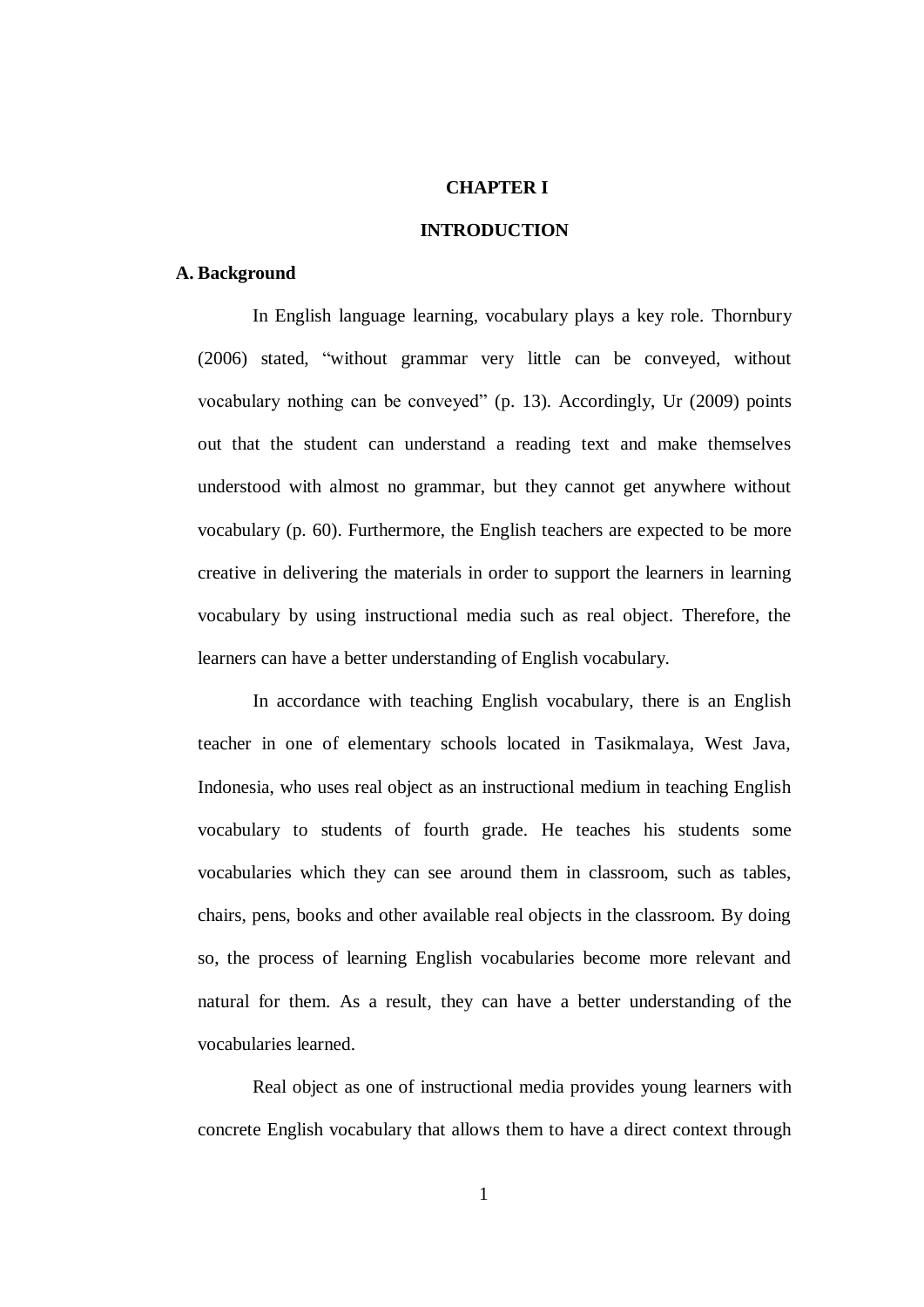# CHAPTER I

# INTRODUCTION

## A. Background

In English language learning, vocabulary plays a key role. Thornbury (2006) stated, “without grammar very little can be conveyed, without vocabulary nothing can be conveyed” (p. 13). Accordingly, Ur (2009) points out that the student can understand a reading text and make themselves understood with almost no grammar, but they cannot get anywhere without vocabulary (p. 60). Furthermore, the English teachers are expected to be more creative in delivering the materials in order to support the learners in learning vocabulary by using instructional media such as real object. Therefore, the learners can have a better understanding of English vocabulary.

In accordance with teaching English vocabulary, there is an English teacher in one of elementary schools located in Tasikmalaya, West Java, Indonesia, who uses real object as an instructional medium in teaching English vocabulary to students of fourth grade. He teaches his students some vocabularies which they can see around them in classroom, such as tables, chairs, pens, books and other available real objects in the classroom. By doing so, the process of learning English vocabularies become more relevant and natural for them. As a result, they can have a better understanding of the vocabularies learned.

Real object as one of instructional media provides young learners with concrete English vocabulary that allows them to have a direct context through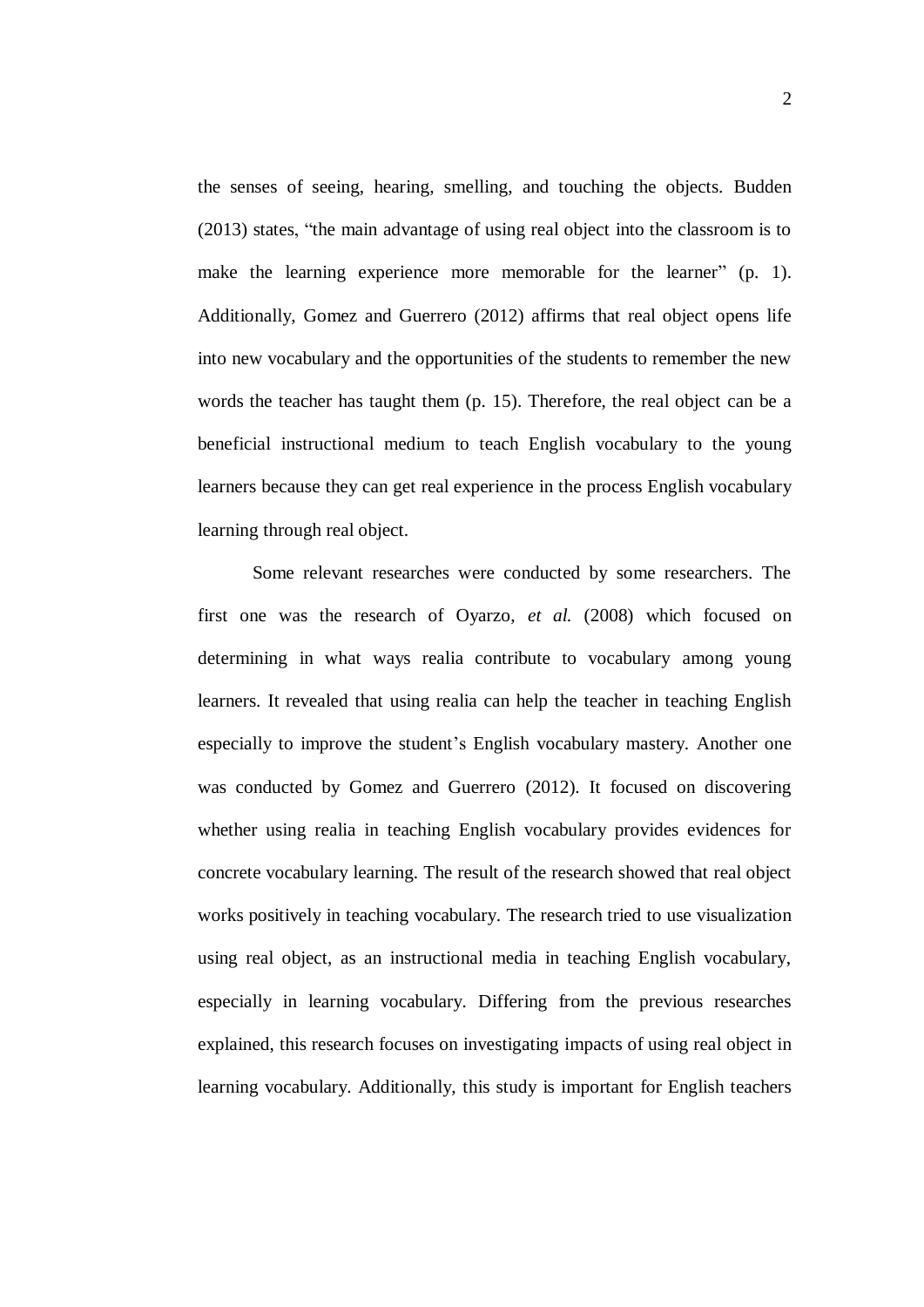the senses of seeing, hearing, smelling, and touching the objects. Budden (2013) states, "the main advantage of using real object into the classroom is to make the learning experience more memorable for the learner" (p. 1). Additionally, Gomez and Guerrero (2012) affirms that real object opens life into new vocabulary and the opportunities of the students to remember the new words the teacher has taught them (p. 15). Therefore, the real object can be a beneficial instructional medium to teach English vocabulary to the young learners because they can get real experience in the process English vocabulary learning through real object.

Some relevant researches were conducted by some researchers. The first one was the research of Oyarzo, *et al.* (2008) which focused on determining in what ways realia contribute to vocabulary among young learners. It revealed that using realia can help the teacher in teaching English especially to improve the student's English vocabulary mastery. Another one was conducted by Gomez and Guerrero (2012). It focused on discovering whether using realia in teaching English vocabulary provides evidences for concrete vocabulary learning. The result of the research showed that real object works positively in teaching vocabulary. The research tried to use visualization using real object, as an instructional media in teaching English vocabulary, especially in learning vocabulary. Differing from the previous researches explained, this research focuses on investigating impacts of using real object in learning vocabulary. Additionally, this study is important for English teachers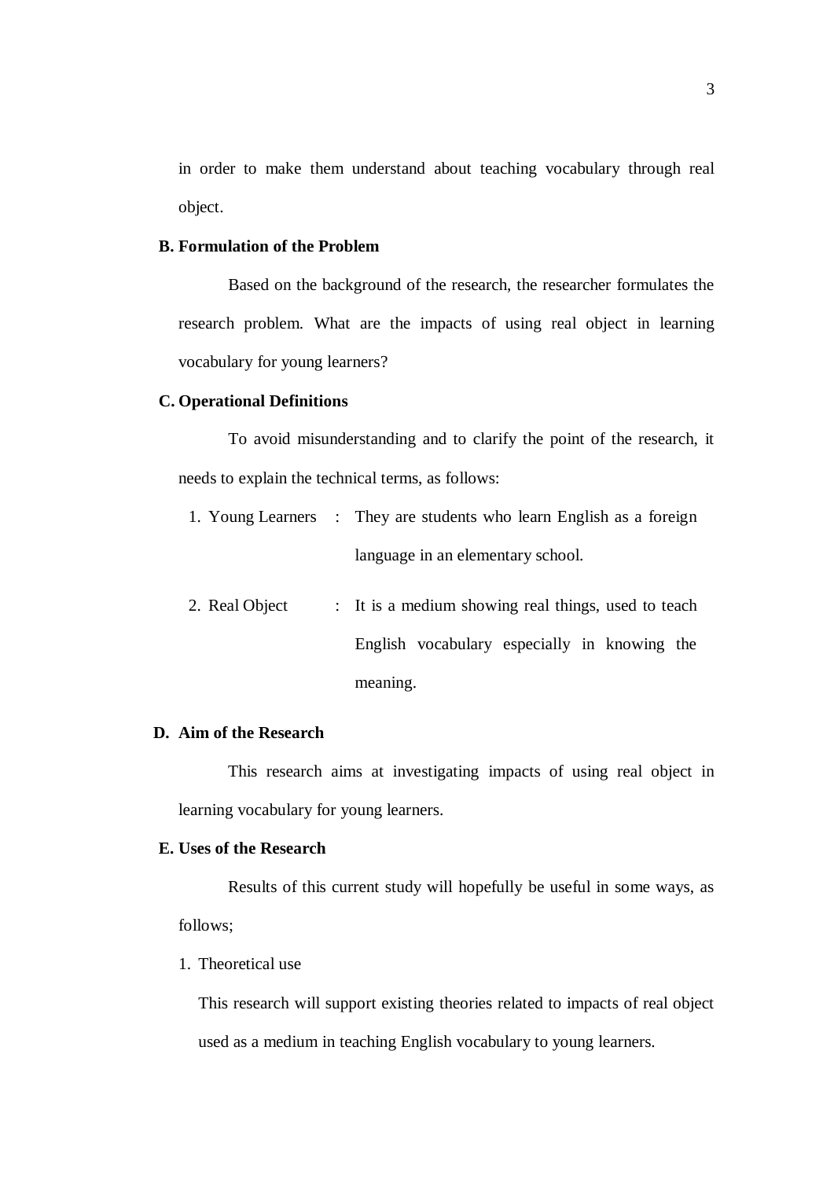in order to make them understand about teaching vocabulary through real object.

**B. Formulation of the Problem**

Based on the background of the research, the researcher formulates the research problem. What are the impacts of using real object in learning vocabulary for young learners?

**C. Operational Definitions**

To avoid misunderstanding and to clarify the point of the research, it needs to explain the technical terms, as follows:

1. Young Learners : They are students who learn English as a foreign language in an elementary school.
2. Real Object : It is a medium showing real things, used to teach English vocabulary especially in knowing the meaning.

**D. Aim of the Research**

This research aims at investigating impacts of using real object in learning vocabulary for young learners.

**E. Uses of the Research**

Results of this current study will hopefully be useful in some ways, as follows;

1. Theoretical use

   This research will support existing theories related to impacts of real object used as a medium in teaching English vocabulary to young learners.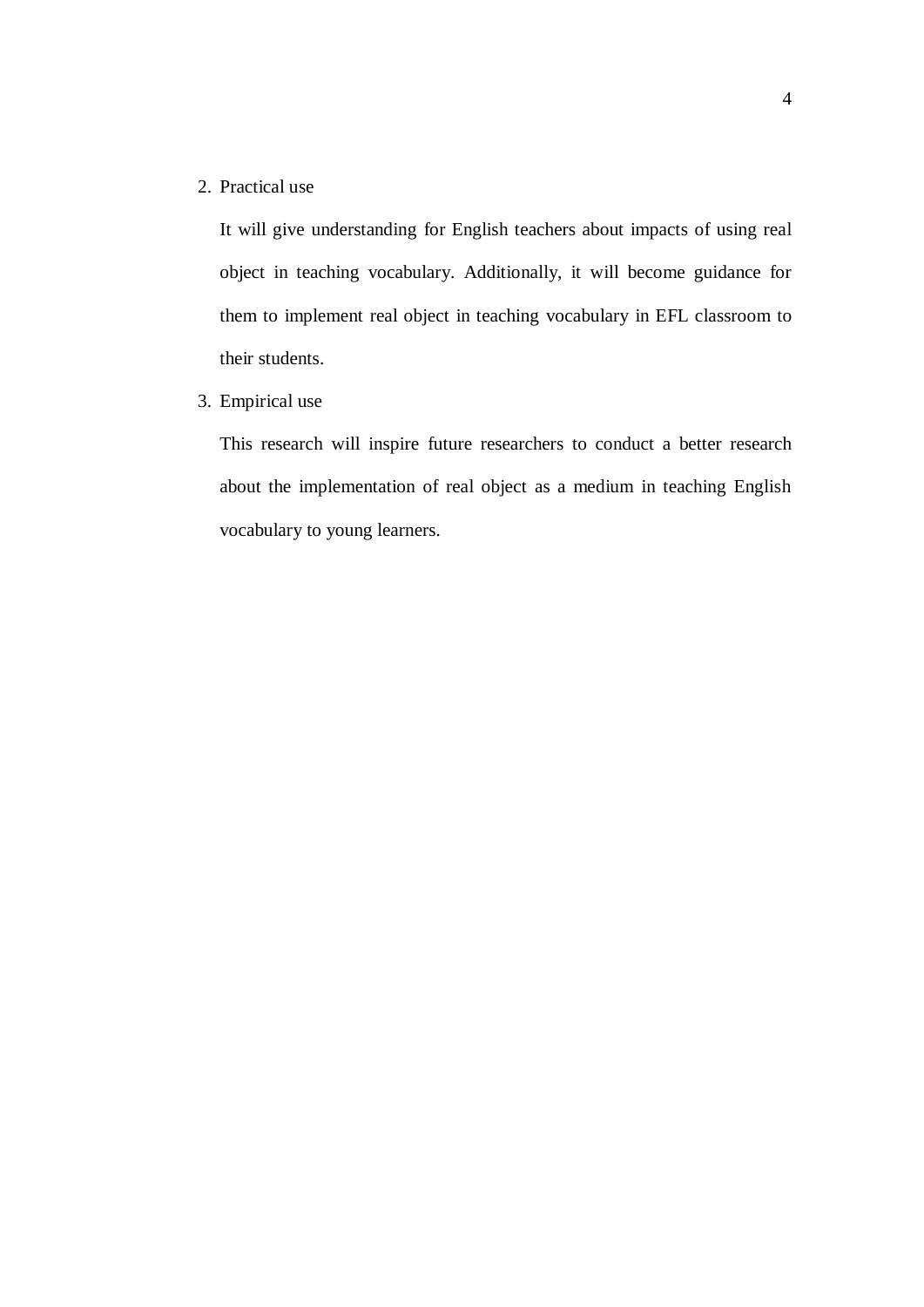2. Practical use

   It will give understanding for English teachers about impacts of using real object in teaching vocabulary. Additionally, it will become guidance for them to implement real object in teaching vocabulary in EFL classroom to their students.

3. Empirical use

   This research will inspire future researchers to conduct a better research about the implementation of real object as a medium in teaching English vocabulary to young learners.